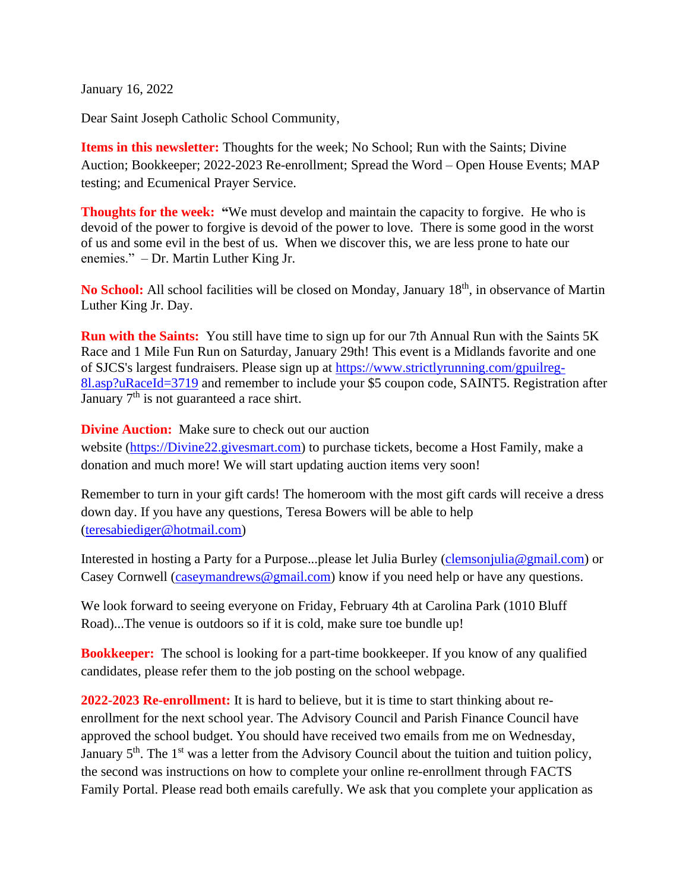January 16, 2022

Dear Saint Joseph Catholic School Community,

**Items in this newsletter:** Thoughts for the week; No School; Run with the Saints; Divine Auction; Bookkeeper; 2022-2023 Re-enrollment; Spread the Word – Open House Events; MAP testing; and Ecumenical Prayer Service.

**Thoughts for the week:** **"**We must develop and maintain the capacity to forgive. He who is devoid of the power to forgive is devoid of the power to love. There is some good in the worst of us and some evil in the best of us. When we discover this, we are less prone to hate our enemies." – Dr. Martin Luther King Jr.

**No School:** All school facilities will be closed on Monday, January 18th, in observance of Martin Luther King Jr. Day.

**Run with the Saints:** You still have time to sign up for our 7th Annual Run with the Saints 5K Race and 1 Mile Fun Run on Saturday, January 29th! This event is a Midlands favorite and one of SJCS's largest fundraisers. Please sign up at [https://www.strictlyrunning.com/gpuilreg-8l.asp?uRaceId=3719](https://www.strictlyrunning.com/gpuilreg-8l.asp?uRaceId=3719) and remember to include your $5 coupon code, SAINT5. Registration after January 7th is not guaranteed a race shirt.

**Divine Auction:** Make sure to check out our auction website ([https://Divine22.givesmart.com](https://Divine22.givesmart.com)) to purchase tickets, become a Host Family, make a donation and much more! We will start updating auction items very soon!

Remember to turn in your gift cards! The homeroom with the most gift cards will receive a dress down day. If you have any questions, Teresa Bowers will be able to help ([teresabiediger@hotmail.com](mailto:teresabiediger@hotmail.com))

Interested in hosting a Party for a Purpose...please let Julia Burley ([clemsonjulia@gmail.com](mailto:clemsonjulia@gmail.com)) or Casey Cornwell ([caseymandrews@gmail.com](mailto:caseymandrews@gmail.com)) know if you need help or have any questions.

We look forward to seeing everyone on Friday, February 4th at Carolina Park (1010 Bluff Road)...The venue is outdoors so if it is cold, make sure toe bundle up!

**Bookkeeper:** The school is looking for a part-time bookkeeper. If you know of any qualified candidates, please refer them to the job posting on the school webpage.

**2022-2023 Re-enrollment:** It is hard to believe, but it is time to start thinking about re-enrollment for the next school year. The Advisory Council and Parish Finance Council have approved the school budget. You should have received two emails from me on Wednesday, January 5th. The 1st was a letter from the Advisory Council about the tuition and tuition policy, the second was instructions on how to complete your online re-enrollment through FACTS Family Portal. Please read both emails carefully. We ask that you complete your application as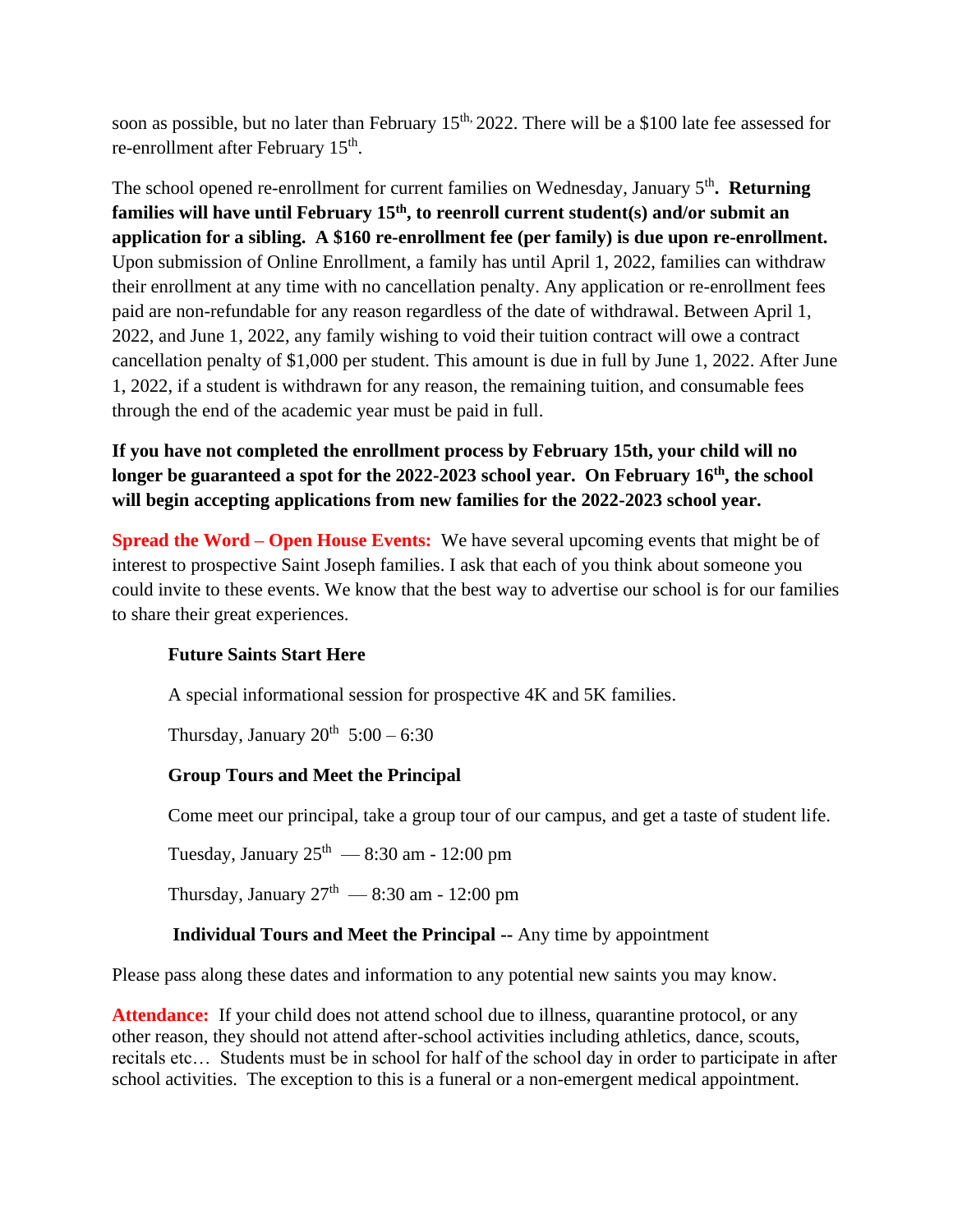soon as possible, but no later than February 15th, 2022. There will be a $100 late fee assessed for re-enrollment after February 15th.

The school opened re-enrollment for current families on Wednesday, January 5th**. Returning families will have until February 15th, to reenroll current student(s) and/or submit an application for a sibling. A $160 re-enrollment fee (per family) is due upon re-enrollment.** Upon submission of Online Enrollment, a family has until April 1, 2022, families can withdraw their enrollment at any time with no cancellation penalty. Any application or re-enrollment fees paid are non-refundable for any reason regardless of the date of withdrawal. Between April 1, 2022, and June 1, 2022, any family wishing to void their tuition contract will owe a contract cancellation penalty of $1,000 per student. This amount is due in full by June 1, 2022. After June 1, 2022, if a student is withdrawn for any reason, the remaining tuition, and consumable fees through the end of the academic year must be paid in full.

**If you have not completed the enrollment process by February 15th, your child will no longer be guaranteed a spot for the 2022-2023 school year. On February 16th, the school will begin accepting applications from new families for the 2022-2023 school year.**

**Spread the Word – Open House Events:** We have several upcoming events that might be of interest to prospective Saint Joseph families. I ask that each of you think about someone you could invite to these events. We know that the best way to advertise our school is for our families to share their great experiences.

**Future Saints Start Here**

A special informational session for prospective 4K and 5K families.

Thursday, January 20th 5:00 – 6:30

**Group Tours and Meet the Principal**

Come meet our principal, take a group tour of our campus, and get a taste of student life.

Tuesday, January 25th — 8:30 am - 12:00 pm

Thursday, January 27th — 8:30 am - 12:00 pm

**Individual Tours and Meet the Principal --** Any time by appointment

Please pass along these dates and information to any potential new saints you may know.

**Attendance:** If your child does not attend school due to illness, quarantine protocol, or any other reason, they should not attend after-school activities including athletics, dance, scouts, recitals etc… Students must be in school for half of the school day in order to participate in after school activities. The exception to this is a funeral or a non-emergent medical appointment.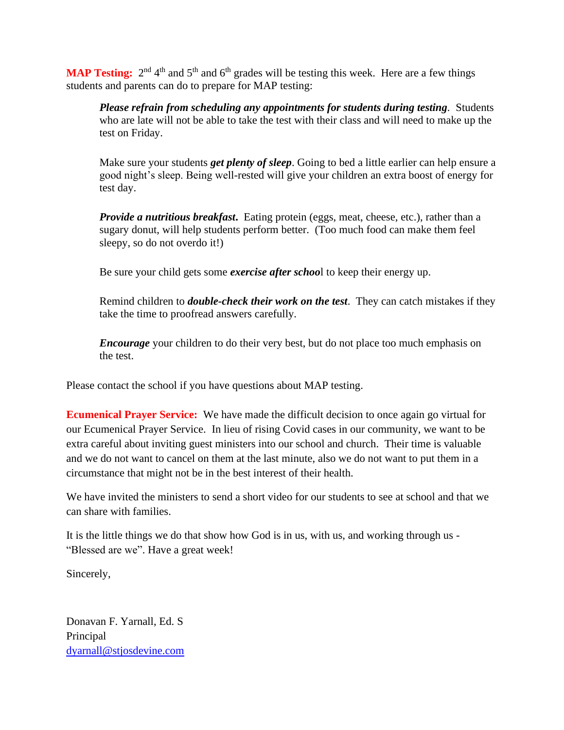**MAP Testing:** 2nd 4th and 5th and 6th grades will be testing this week. Here are a few things students and parents can do to prepare for MAP testing:

> ***Please refrain from scheduling any appointments for students during testing***. Students who are late will not be able to take the test with their class and will need to make up the test on Friday.
>
> Make sure your students ***get plenty of sleep***. Going to bed a little earlier can help ensure a good night's sleep. Being well-rested will give your children an extra boost of energy for test day.
>
> ***Provide a nutritious breakfast***. Eating protein (eggs, meat, cheese, etc.), rather than a sugary donut, will help students perform better. (Too much food can make them feel sleepy, so do not overdo it!)
>
> Be sure your child gets some ***exercise after schoo***l to keep their energy up.
>
> Remind children to ***double-check their work on the test***. They can catch mistakes if they take the time to proofread answers carefully.
>
> ***Encourage*** your children to do their very best, but do not place too much emphasis on the test.

Please contact the school if you have questions about MAP testing.

**Ecumenical Prayer Service:** We have made the difficult decision to once again go virtual for our Ecumenical Prayer Service. In lieu of rising Covid cases in our community, we want to be extra careful about inviting guest ministers into our school and church. Their time is valuable and we do not want to cancel on them at the last minute, also we do not want to put them in a circumstance that might not be in the best interest of their health.

We have invited the ministers to send a short video for our students to see at school and that we can share with families.

It is the little things we do that show how God is in us, with us, and working through us - "Blessed are we". Have a great week!

Sincerely,

Donavan F. Yarnall, Ed. S
Principal
dyarnall@stjosdevine.com